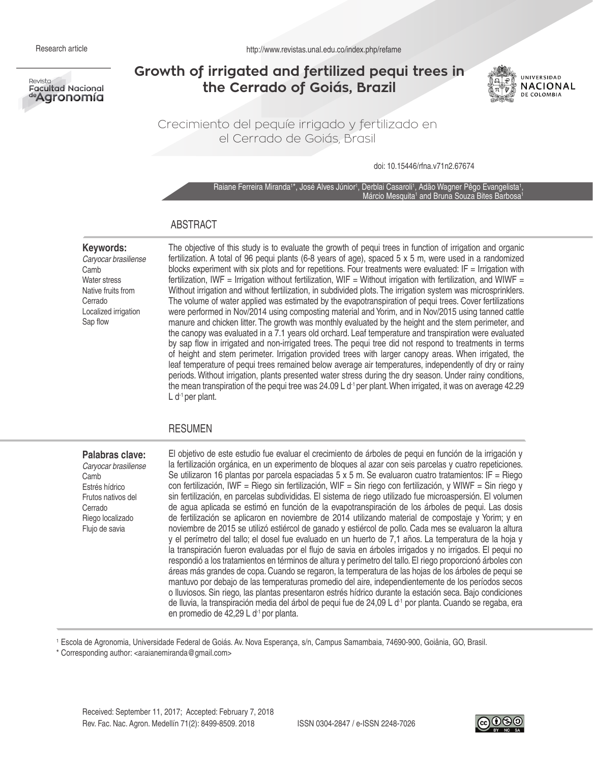Research article

http://www.revistas.unal.edu.co/index.php/refame

# Growth of irrigated and fertilized pequi trees in the Cerrado of Goiás, Brazil

## Crecimiento del pequíe irrigado y fertilizado en el Cerrado de Goiás, Brasil

doi: 10.15446/rfna.v71n2.67674

Raiane Ferreira Miranda[1*], José Alves Júnior[1], Derblai Casaroli[1], Adão Wagner Pêgo Evangelista[1], Márcio Mesquita[1] and Bruna Souza Bites Barbosa[1]

## ABSTRACT

**Keywords:**
*Caryocar brasiliense*
Camb
Water stress
Native fruits from Cerrado
Localized irrigation
Sap flow

The objective of this study is to evaluate the growth of pequi trees in function of irrigation and organic fertilization. A total of 96 pequi plants (6-8 years of age), spaced 5 x 5 m, were used in a randomized blocks experiment with six plots and for repetitions. Four treatments were evaluated: IF = Irrigation with fertilization, IWF = Irrigation without fertilization, WIF = Without irrigation with fertilization, and WIWF = Without irrigation and without fertilization, in subdivided plots. The irrigation system was microsprinklers. The volume of water applied was estimated by the evapotranspiration of pequi trees. Cover fertilizations were performed in Nov/2014 using composting material and Yorim, and in Nov/2015 using tanned cattle manure and chicken litter. The growth was monthly evaluated by the height and the stem perimeter, and the canopy was evaluated in a 7.1 years old orchard. Leaf temperature and transpiration were evaluated by sap flow in irrigated and non-irrigated trees. The pequi tree did not respond to treatments in terms of height and stem perimeter. Irrigation provided trees with larger canopy areas. When irrigated, the leaf temperature of pequi trees remained below average air temperatures, independently of dry or rainy periods. Without irrigation, plants presented water stress during the dry season. Under rainy conditions, the mean transpiration of the pequi tree was 24.09 L $d^{-1}$ per plant. When irrigated, it was on average 42.29 L $d^{-1}$ per plant.

## RESUMEN

**Palabras clave:**
*Caryocar brasiliense*
Camb
Estrés hídrico
Frutos nativos del Cerrado
Riego localizado
Flujo de savia

El objetivo de este estudio fue evaluar el crecimiento de árboles de pequi en función de la irrigación y la fertilización orgánica, en un experimento de bloques al azar con seis parcelas y cuatro repeticiones. Se utilizaron 16 plantas por parcela espaciadas 5 x 5 m. Se evaluaron cuatro tratamientos: IF = Riego con fertilización, IWF = Riego sin fertilización, WIF = Sin riego con fertilización, y WIWF = Sin riego y sin fertilización, en parcelas subdivididas. El sistema de riego utilizado fue microaspersión. El volumen de agua aplicada se estimó en función de la evapotranspiración de los árboles de pequi. Las dosis de fertilización se aplicaron en noviembre de 2014 utilizando material de compostaje y Yorim; y en noviembre de 2015 se utilizó estiércol de ganado y estiércol de pollo. Cada mes se evaluaron la altura y el perímetro del tallo; el dosel fue evaluado en un huerto de 7,1 años. La temperatura de la hoja y la transpiración fueron evaluadas por el flujo de savia en árboles irrigados y no irrigados. El pequi no respondió a los tratamientos en términos de altura y perímetro del tallo. El riego proporcionó árboles con áreas más grandes de copa. Cuando se regaron, la temperatura de las hojas de los árboles de pequi se mantuvo por debajo de las temperaturas promedio del aire, independientemente de los períodos secos o lluviosos. Sin riego, las plantas presentaron estrés hídrico durante la estación seca. Bajo condiciones de lluvia, la transpiración media del árbol de pequi fue de 24,09 L $d^{-1}$ por planta. Cuando se regaba, era en promedio de 42,29 L $d^{-1}$ por planta.

[1] Escola de Agronomia, Universidade Federal de Goiás. Av. Nova Esperança, s/n, Campus Samambaia, 74690-900, Goiânia, GO, Brasil.

\* Corresponding author: <araianemiranda@gmail.com>

Received: September 11, 2017; Accepted: February 7, 2018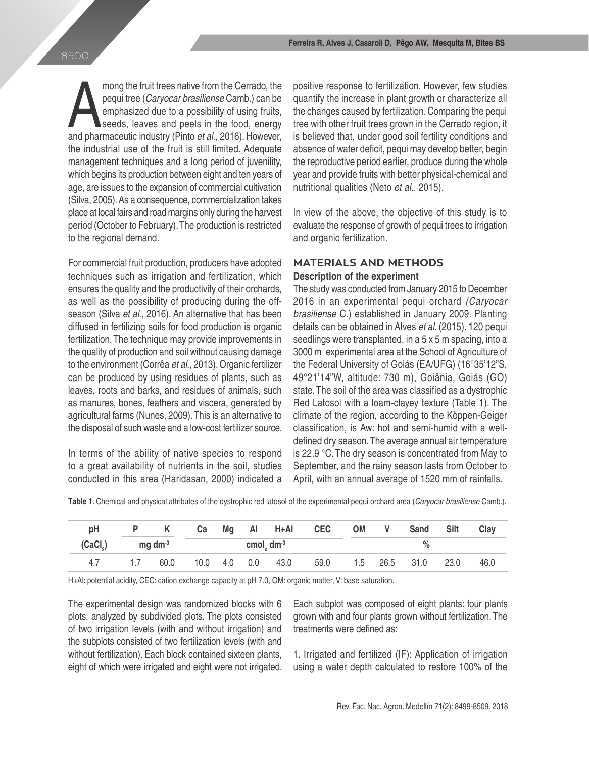Among the fruit trees native from the Cerrado, the pequi tree (*Caryocar brasiliense* Camb.) can be emphasized due to a possibility of using fruits, seeds, leaves and peels in the food, energy and pharmaceutic industry (Pinto *et al*., 2016). However, the industrial use of the fruit is still limited. Adequate management techniques and a long period of juvenility, which begins its production between eight and ten years of age, are issues to the expansion of commercial cultivation (Silva, 2005). As a consequence, commercialization takes place at local fairs and road margins only during the harvest period (October to February). The production is restricted to the regional demand.

For commercial fruit production, producers have adopted techniques such as irrigation and fertilization, which ensures the quality and the productivity of their orchards, as well as the possibility of producing during the off-season (Silva *et al*., 2016). An alternative that has been diffused in fertilizing soils for food production is organic fertilization. The technique may provide improvements in the quality of production and soil without causing damage to the environment (Corrêa *et al*., 2013). Organic fertilizer can be produced by using residues of plants, such as leaves, roots and barks, and residues of animals, such as manures, bones, feathers and viscera, generated by agricultural farms (Nunes, 2009). This is an alternative to the disposal of such waste and a low-cost fertilizer source.

In terms of the ability of native species to respond to a great availability of nutrients in the soil, studies conducted in this area (Haridasan, 2000) indicated a positive response to fertilization. However, few studies quantify the increase in plant growth or characterize all the changes caused by fertilization. Comparing the pequi tree with other fruit trees grown in the Cerrado region, it is believed that, under good soil fertility conditions and absence of water deficit, pequi may develop better, begin the reproductive period earlier, produce during the whole year and provide fruits with better physical-chemical and nutritional qualities (Neto *et al*., 2015).

In view of the above, the objective of this study is to evaluate the response of growth of pequi trees to irrigation and organic fertilization.

## MATERIALS AND METHODS

### Description of the experiment

The study was conducted from January 2015 to December 2016 in an experimental pequi orchard *(Caryocar brasiliense* C.) established in January 2009. Planting details can be obtained in Alves *et al*. (2015). 120 pequi seedlings were transplanted, in a 5 x 5 m spacing, into a 3000 m experimental area at the School of Agriculture of the Federal University of Goiás (EA/UFG) (16°35'12"S, 49°21'14"W, altitude: 730 m), Goiânia, Goiás (GO) state. The soil of the area was classified as a dystrophic Red Latosol with a loam-clayey texture (Table 1). The climate of the region, according to the Köppen-Geiger classification, is Aw: hot and semi-humid with a well-defined dry season. The average annual air temperature is 22.9 °C. The dry season is concentrated from May to September, and the rainy season lasts from October to April, with an annual average of 1520 mm of rainfalls.

**Table 1**. Chemical and physical attributes of the dystrophic red latosol of the experimental pequi orchard area (*Caryocar brasiliense* Camb.).

| pH | P | K | Ca | Mg | Al | H+Al | CEC | OM | V | Sand | Silt | Clay |
|---|---|---|---|---|---|---|---|---|---|---|---|---|
| ($CaCl_2$) | mg $dm^{-3}$ | | cmol$_c$ $dm^{-3}$ | | | | | % | | | | |
| 4.7 | 1.7 | 60.0 | 10.0 | 4.0 | 0.0 | 43.0 | 59.0 | 1.5 | 26.5 | 31.0 | 23.0 | 46.0 |

H+Al: potential acidity, CEC: cation exchange capacity at pH 7.0, OM: organic matter, V: base saturation.

The experimental design was randomized blocks with 6 plots, analyzed by subdivided plots. The plots consisted of two irrigation levels (with and without irrigation) and the subplots consisted of two fertilization levels (with and without fertilization). Each block contained sixteen plants, eight of which were irrigated and eight were not irrigated. Each subplot was composed of eight plants: four plants grown with and four plants grown without fertilization. The treatments were defined as:

1. Irrigated and fertilized (IF): Application of irrigation using a water depth calculated to restore 100% of the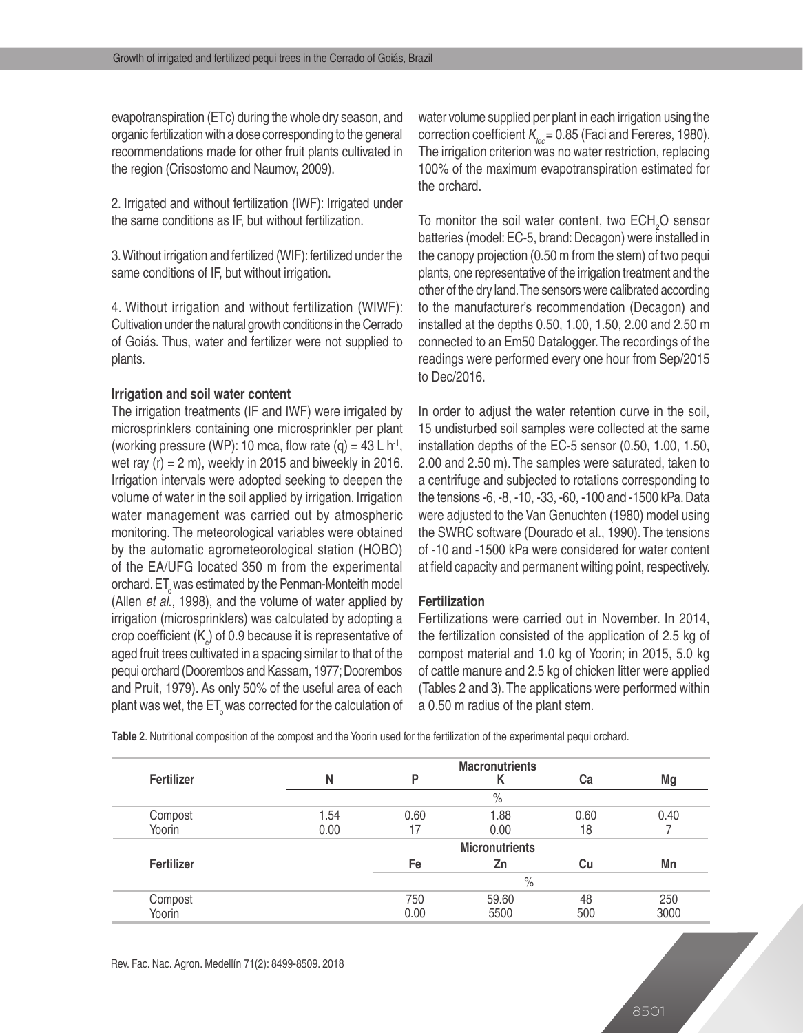evapotranspiration (ETc) during the whole dry season, and organic fertilization with a dose corresponding to the general recommendations made for other fruit plants cultivated in the region (Crisostomo and Naumov, 2009).

2. Irrigated and without fertilization (IWF): Irrigated under the same conditions as IF, but without fertilization.

3. Without irrigation and fertilized (WIF): fertilized under the same conditions of IF, but without irrigation.

4. Without irrigation and without fertilization (WIWF): Cultivation under the natural growth conditions in the Cerrado of Goiás. Thus, water and fertilizer were not supplied to plants.

**Irrigation and soil water content**

The irrigation treatments (IF and IWF) were irrigated by microsprinklers containing one microsprinkler per plant (working pressure (WP): 10 mca, flow rate (q) = 43 L $h^{-1}$, wet ray (r) = 2 m), weekly in 2015 and biweekly in 2016. Irrigation intervals were adopted seeking to deepen the volume of water in the soil applied by irrigation. Irrigation water management was carried out by atmospheric monitoring. The meteorological variables were obtained by the automatic agrometeorological station (HOBO) of the EA/UFG located 350 m from the experimental orchard. $ET_o$ was estimated by the Penman-Monteith model (Allen *et al*., 1998), and the volume of water applied by irrigation (microsprinklers) was calculated by adopting a crop coefficient ($K_c$) of 0.9 because it is representative of aged fruit trees cultivated in a spacing similar to that of the pequi orchard (Doorembos and Kassam, 1977; Doorembos and Pruit, 1979). As only 50% of the useful area of each plant was wet, the $ET_o$ was corrected for the calculation of water volume supplied per plant in each irrigation using the correction coefficient $K_{loc}$ = 0.85 (Faci and Fereres, 1980). The irrigation criterion was no water restriction, replacing 100% of the maximum evapotranspiration estimated for the orchard.

To monitor the soil water content, two $ECH_2O$ sensor batteries (model: EC-5, brand: Decagon) were installed in the canopy projection (0.50 m from the stem) of two pequi plants, one representative of the irrigation treatment and the other of the dry land. The sensors were calibrated according to the manufacturer's recommendation (Decagon) and installed at the depths 0.50, 1.00, 1.50, 2.00 and 2.50 m connected to an Em50 Datalogger. The recordings of the readings were performed every one hour from Sep/2015 to Dec/2016.

In order to adjust the water retention curve in the soil, 15 undisturbed soil samples were collected at the same installation depths of the EC-5 sensor (0.50, 1.00, 1.50, 2.00 and 2.50 m). The samples were saturated, taken to a centrifuge and subjected to rotations corresponding to the tensions -6, -8, -10, -33, -60, -100 and -1500 kPa. Data were adjusted to the Van Genuchten (1980) model using the SWRC software (Dourado et al., 1990). The tensions of -10 and -1500 kPa were considered for water content at field capacity and permanent wilting point, respectively.

**Fertilization**

Fertilizations were carried out in November. In 2014, the fertilization consisted of the application of 2.5 kg of compost material and 1.0 kg of Yoorin; in 2015, 5.0 kg of cattle manure and 2.5 kg of chicken litter were applied (Tables 2 and 3). The applications were performed within a 0.50 m radius of the plant stem.

**Table 2**. Nutritional composition of the compost and the Yoorin used for the fertilization of the experimental pequi orchard.

| Fertilizer | Macronutrients | | | | |
|---|---|---|---|---|---|
| | N | P | K | Ca | Mg |
| | % | | | | |
| Compost | 1.54 | 0.60 | 1.88 | 0.60 | 0.40 |
| Yoorin | 0.00 | 17 | 0.00 | 18 | 7 |
| | | Micronutrients | | | |
| Fertilizer | | Fe | Zn | Cu | Mn |
| | | % | | | |
| Compost | | 750 | 59.60 | 48 | 250 |
| Yoorin | | 0.00 | 5500 | 500 | 3000 |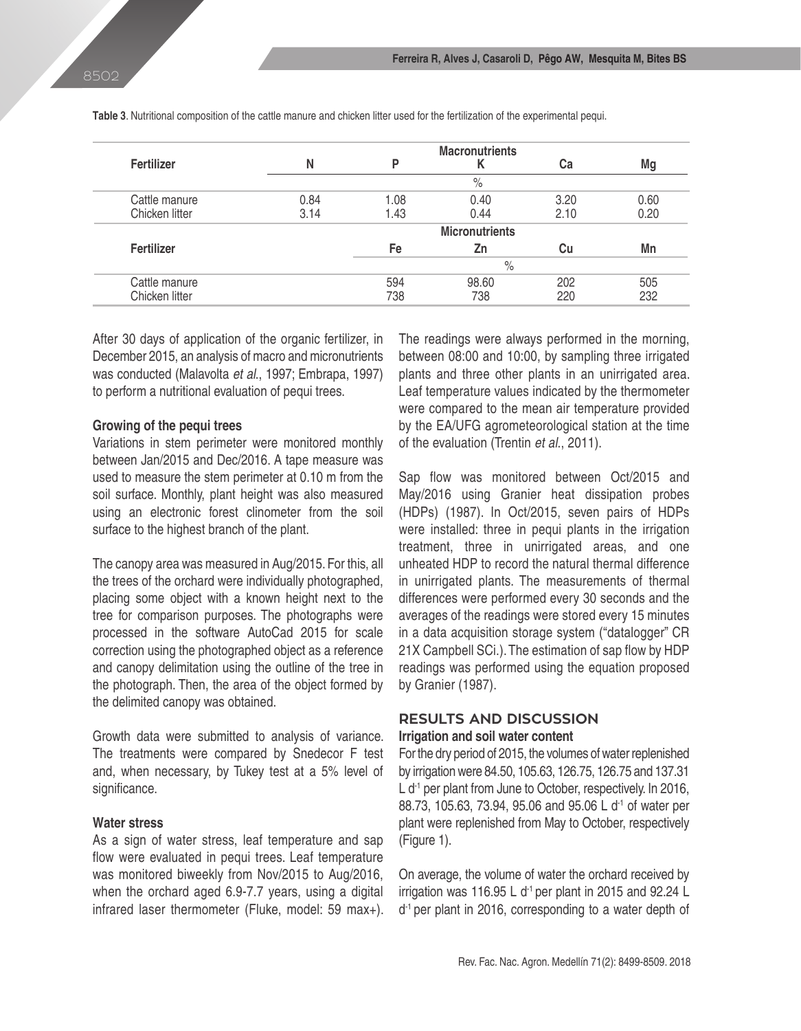**Table 3**. Nutritional composition of the cattle manure and chicken litter used for the fertilization of the experimental pequi.

| Fertilizer | Macronutrients | | | | |
|---|---|---|---|---|---|
| | N | P | K | Ca | Mg |
| | % | | | | |
| Cattle manure | 0.84 | 1.08 | 0.40 | 3.20 | 0.60 |
| Chicken litter | 3.14 | 1.43 | 0.44 | 2.10 | 0.20 |
| | | Micronutrients | | | |
| **Fertilizer** | | Fe | Zn | Cu | Mn |
| | | % | | | |
| Cattle manure | | 594 | 98.60 | 202 | 505 |
| Chicken litter | | 738 | 738 | 220 | 232 |

After 30 days of application of the organic fertilizer, in December 2015, an analysis of macro and micronutrients was conducted (Malavolta *et al*., 1997; Embrapa, 1997) to perform a nutritional evaluation of pequi trees.

### Growing of the pequi trees

Variations in stem perimeter were monitored monthly between Jan/2015 and Dec/2016. A tape measure was used to measure the stem perimeter at 0.10 m from the soil surface. Monthly, plant height was also measured using an electronic forest clinometer from the soil surface to the highest branch of the plant.

The canopy area was measured in Aug/2015. For this, all the trees of the orchard were individually photographed, placing some object with a known height next to the tree for comparison purposes. The photographs were processed in the software AutoCad 2015 for scale correction using the photographed object as a reference and canopy delimitation using the outline of the tree in the photograph. Then, the area of the object formed by the delimited canopy was obtained.

Growth data were submitted to analysis of variance. The treatments were compared by Snedecor F test and, when necessary, by Tukey test at a 5% level of significance.

### Water stress

As a sign of water stress, leaf temperature and sap flow were evaluated in pequi trees. Leaf temperature was monitored biweekly from Nov/2015 to Aug/2016, when the orchard aged 6.9-7.7 years, using a digital infrared laser thermometer (Fluke, model: 59 max+). The readings were always performed in the morning, between 08:00 and 10:00, by sampling three irrigated plants and three other plants in an unirrigated area. Leaf temperature values indicated by the thermometer were compared to the mean air temperature provided by the EA/UFG agrometeorological station at the time of the evaluation (Trentin *et al*., 2011).

Sap flow was monitored between Oct/2015 and May/2016 using Granier heat dissipation probes (HDPs) (1987). In Oct/2015, seven pairs of HDPs were installed: three in pequi plants in the irrigation treatment, three in unirrigated areas, and one unheated HDP to record the natural thermal difference in unirrigated plants. The measurements of thermal differences were performed every 30 seconds and the averages of the readings were stored every 15 minutes in a data acquisition storage system ("datalogger" CR 21X Campbell SCi.). The estimation of sap flow by HDP readings was performed using the equation proposed by Granier (1987).

## RESULTS AND DISCUSSION

### Irrigation and soil water content

For the dry period of 2015, the volumes of water replenished by irrigation were 84.50, 105.63, 126.75, 126.75 and 137.31 L $d^{-1}$ per plant from June to October, respectively. In 2016, 88.73, 105.63, 73.94, 95.06 and 95.06 L $d^{-1}$ of water per plant were replenished from May to October, respectively (Figure 1).

On average, the volume of water the orchard received by irrigation was 116.95 L $d^{-1}$ per plant in 2015 and 92.24 L $d^{-1}$ per plant in 2016, corresponding to a water depth of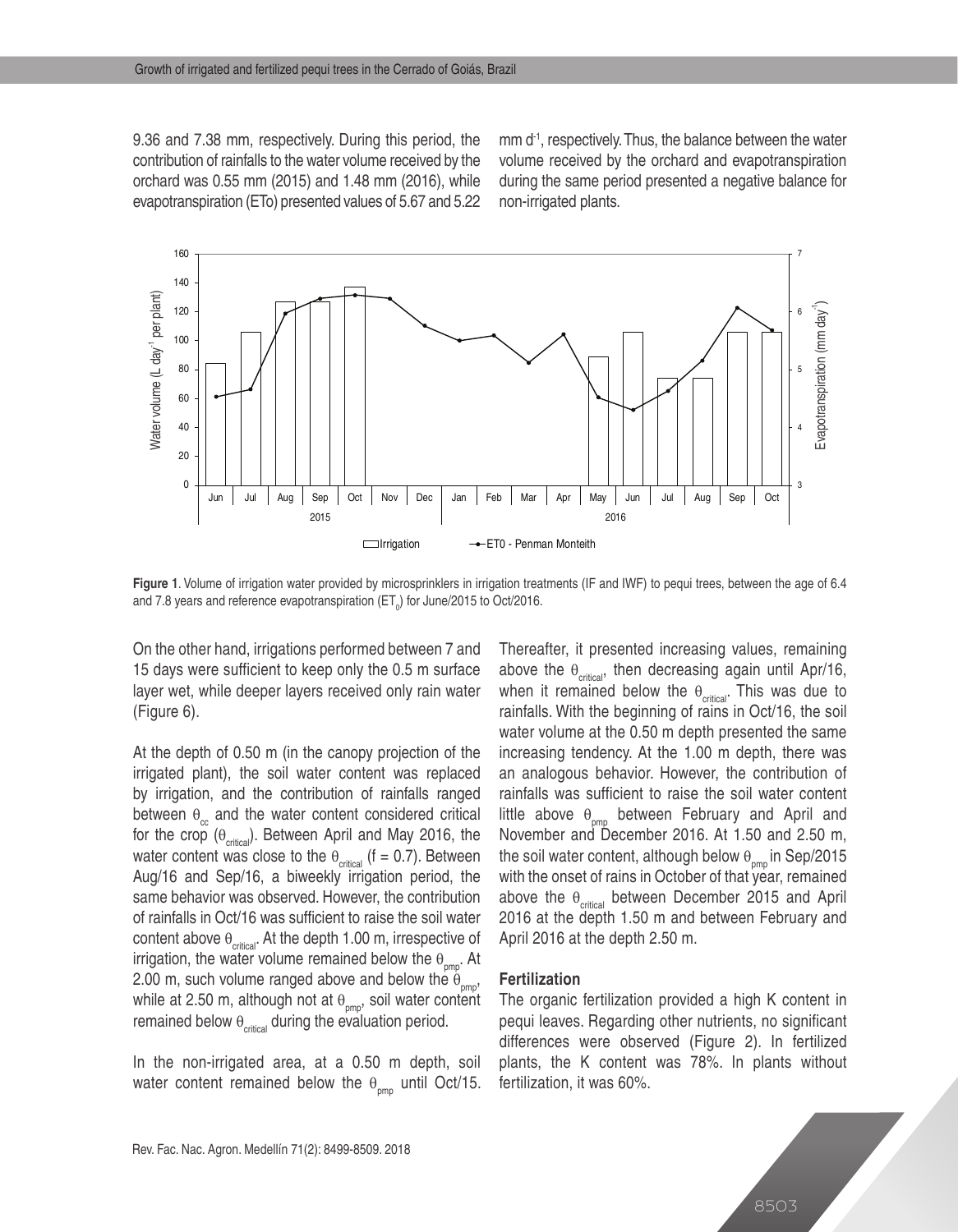9.36 and 7.38 mm, respectively. During this period, the contribution of rainfalls to the water volume received by the orchard was 0.55 mm (2015) and 1.48 mm (2016), while evapotranspiration (ETo) presented values of 5.67 and 5.22 mm $d^{-1}$, respectively. Thus, the balance between the water volume received by the orchard and evapotranspiration during the same period presented a negative balance for non-irrigated plants.

**Figure 1**. Volume of irrigation water provided by microsprinklers in irrigation treatments (IF and IWF) to pequi trees, between the age of 6.4 and 7.8 years and reference evapotranspiration ($ET_0$) for June/2015 to Oct/2016.

On the other hand, irrigations performed between 7 and 15 days were sufficient to keep only the 0.5 m surface layer wet, while deeper layers received only rain water (Figure 6).

At the depth of 0.50 m (in the canopy projection of the irrigated plant), the soil water content was replaced by irrigation, and the contribution of rainfalls ranged between $\theta_{cc}$ and the water content considered critical for the crop ($\theta_{critical}$). Between April and May 2016, the water content was close to the $\theta_{critical}$ (f = 0.7). Between Aug/16 and Sep/16, a biweekly irrigation period, the same behavior was observed. However, the contribution of rainfalls in Oct/16 was sufficient to raise the soil water content above $\theta_{critical}$. At the depth 1.00 m, irrespective of irrigation, the water volume remained below the $\theta_{pmp}$. At 2.00 m, such volume ranged above and below the $\theta_{pmp}$, while at 2.50 m, although not at $\theta_{pmp}$, soil water content remained below $\theta_{critical}$ during the evaluation period.

In the non-irrigated area, at a 0.50 m depth, soil water content remained below the $\theta_{pmp}$ until Oct/15. Thereafter, it presented increasing values, remaining above the $\theta_{critical}$, then decreasing again until Apr/16, when it remained below the $\theta_{critical}$. This was due to rainfalls. With the beginning of rains in Oct/16, the soil water volume at the 0.50 m depth presented the same increasing tendency. At the 1.00 m depth, there was an analogous behavior. However, the contribution of rainfalls was sufficient to raise the soil water content little above $\theta_{pmp}$ between February and April and November and December 2016. At 1.50 and 2.50 m, the soil water content, although below $\theta_{pmp}$ in Sep/2015 with the onset of rains in October of that year, remained above the $\theta_{critical}$ between December 2015 and April 2016 at the depth 1.50 m and between February and April 2016 at the depth 2.50 m.

### Fertilization

The organic fertilization provided a high K content in pequi leaves. Regarding other nutrients, no significant differences were observed (Figure 2). In fertilized plants, the K content was 78%. In plants without fertilization, it was 60%.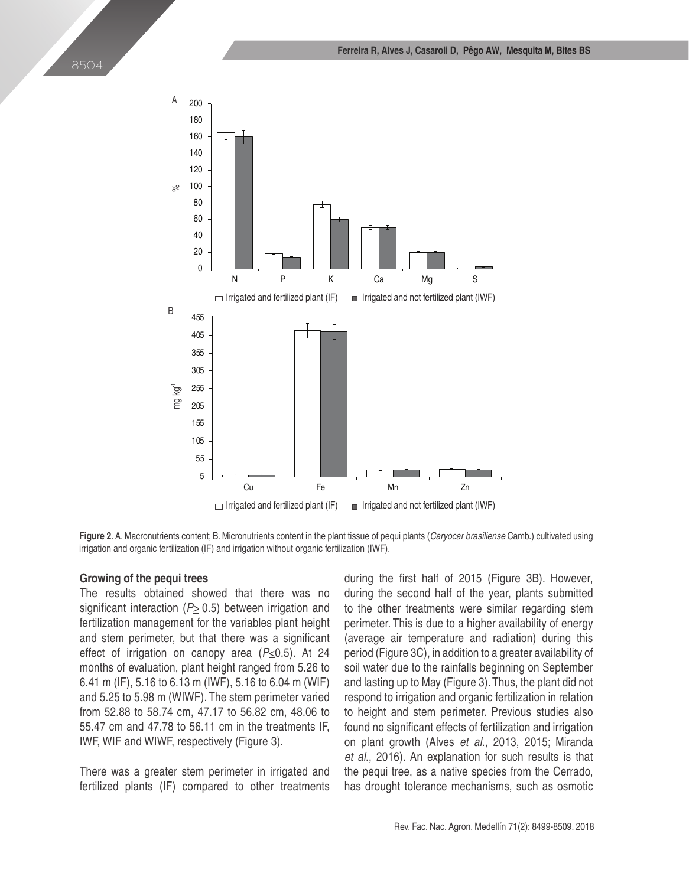**Figure 2**. A. Macronutrients content; B. Micronutrients content in the plant tissue of pequi plants (*Caryocar brasiliense* Camb.) cultivated using irrigation and organic fertilization (IF) and irrigation without organic fertilization (IWF).

### Growing of the pequi trees

The results obtained showed that there was no significant interaction ($P \geq 0.5$) between irrigation and fertilization management for the variables plant height and stem perimeter, but that there was a significant effect of irrigation on canopy area ($P \leq 0.5$). At 24 months of evaluation, plant height ranged from 5.26 to 6.41 m (IF), 5.16 to 6.13 m (IWF), 5.16 to 6.04 m (WIF) and 5.25 to 5.98 m (WIWF). The stem perimeter varied from 52.88 to 58.74 cm, 47.17 to 56.82 cm, 48.06 to 55.47 cm and 47.78 to 56.11 cm in the treatments IF, IWF, WIF and WIWF, respectively (Figure 3).

There was a greater stem perimeter in irrigated and fertilized plants (IF) compared to other treatments during the first half of 2015 (Figure 3B). However, during the second half of the year, plants submitted to the other treatments were similar regarding stem perimeter. This is due to a higher availability of energy (average air temperature and radiation) during this period (Figure 3C), in addition to a greater availability of soil water due to the rainfalls beginning on September and lasting up to May (Figure 3). Thus, the plant did not respond to irrigation and organic fertilization in relation to height and stem perimeter. Previous studies also found no significant effects of fertilization and irrigation on plant growth (Alves *et al.*, 2013, 2015; Miranda *et al.*, 2016). An explanation for such results is that the pequi tree, as a native species from the Cerrado, has drought tolerance mechanisms, such as osmotic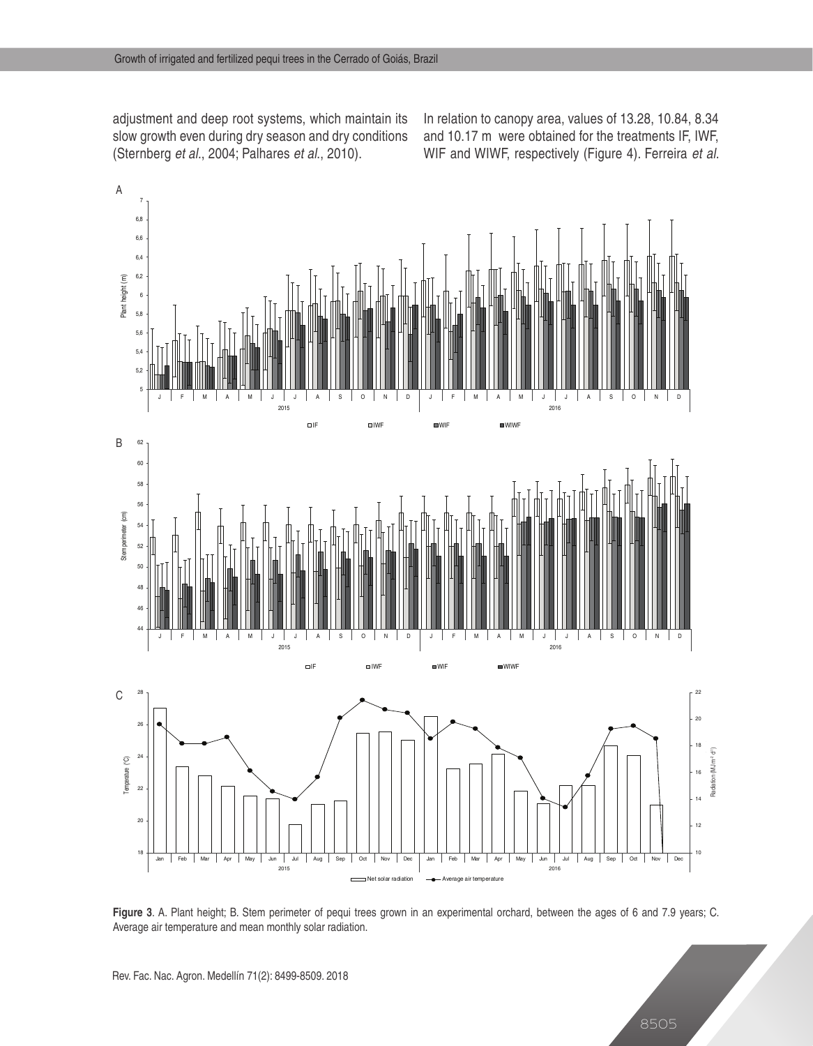adjustment and deep root systems, which maintain its slow growth even during dry season and dry conditions (Sternberg *et al*., 2004; Palhares *et al*., 2010).

In relation to canopy area, values of 13.28, 10.84, 8.34 and 10.17 m were obtained for the treatments IF, IWF, WIF and WIWF, respectively (Figure 4). Ferreira *et al*.

**Figure 3**. A. Plant height; B. Stem perimeter of pequi trees grown in an experimental orchard, between the ages of 6 and 7.9 years; C. Average air temperature and mean monthly solar radiation.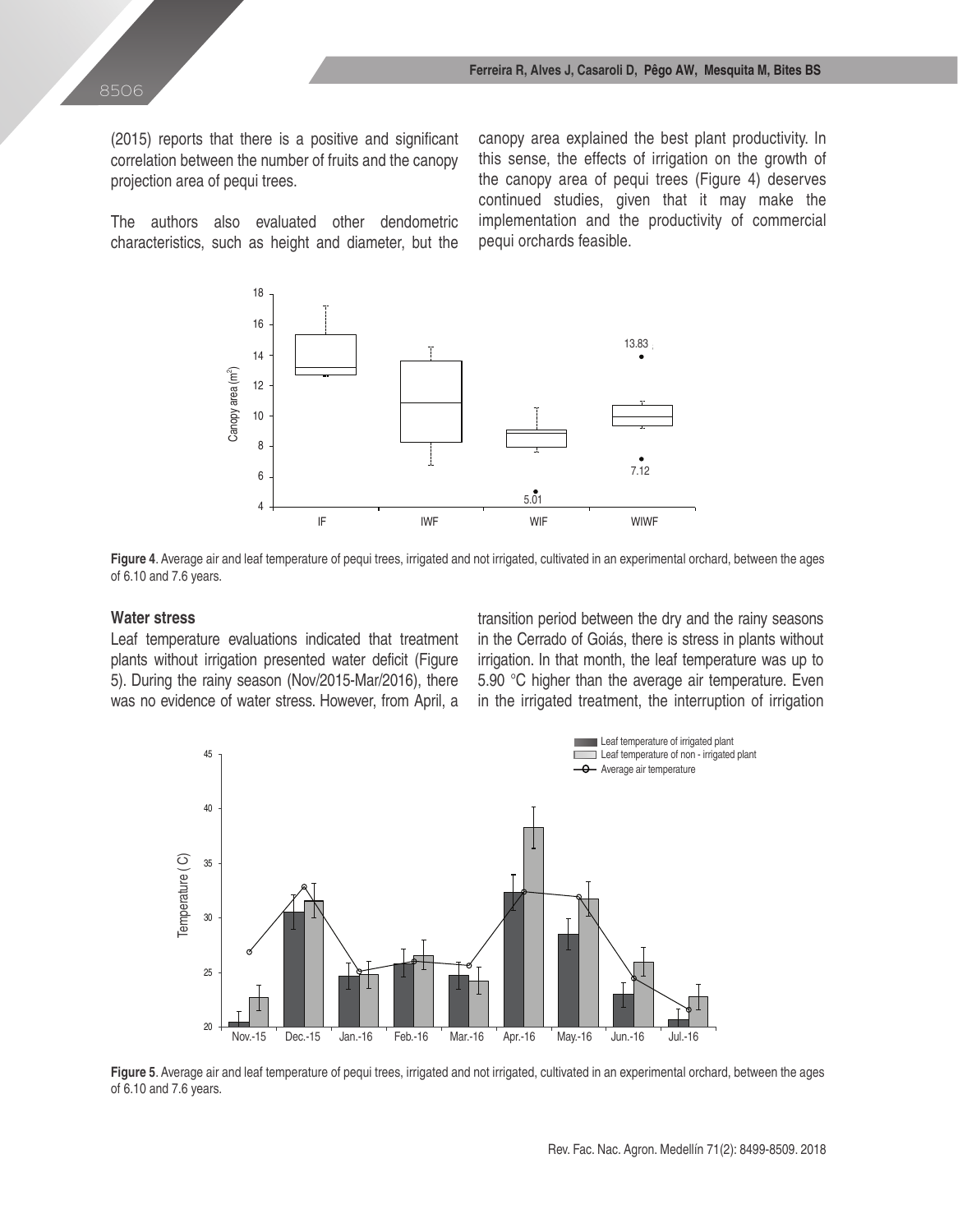(2015) reports that there is a positive and significant correlation between the number of fruits and the canopy projection area of pequi trees.

The authors also evaluated other dendometric characteristics, such as height and diameter, but the canopy area explained the best plant productivity. In this sense, the effects of irrigation on the growth of the canopy area of pequi trees (Figure 4) deserves continued studies, given that it may make the implementation and the productivity of commercial pequi orchards feasible.

**Figure 4**. Average air and leaf temperature of pequi trees, irrigated and not irrigated, cultivated in an experimental orchard, between the ages of 6.10 and 7.6 years.

### Water stress

Leaf temperature evaluations indicated that treatment plants without irrigation presented water deficit (Figure 5). During the rainy season (Nov/2015-Mar/2016), there was no evidence of water stress. However, from April, a transition period between the dry and the rainy seasons in the Cerrado of Goiás, there is stress in plants without irrigation. In that month, the leaf temperature was up to 5.90 °C higher than the average air temperature. Even in the irrigated treatment, the interruption of irrigation

**Figure 5**. Average air and leaf temperature of pequi trees, irrigated and not irrigated, cultivated in an experimental orchard, between the ages of 6.10 and 7.6 years.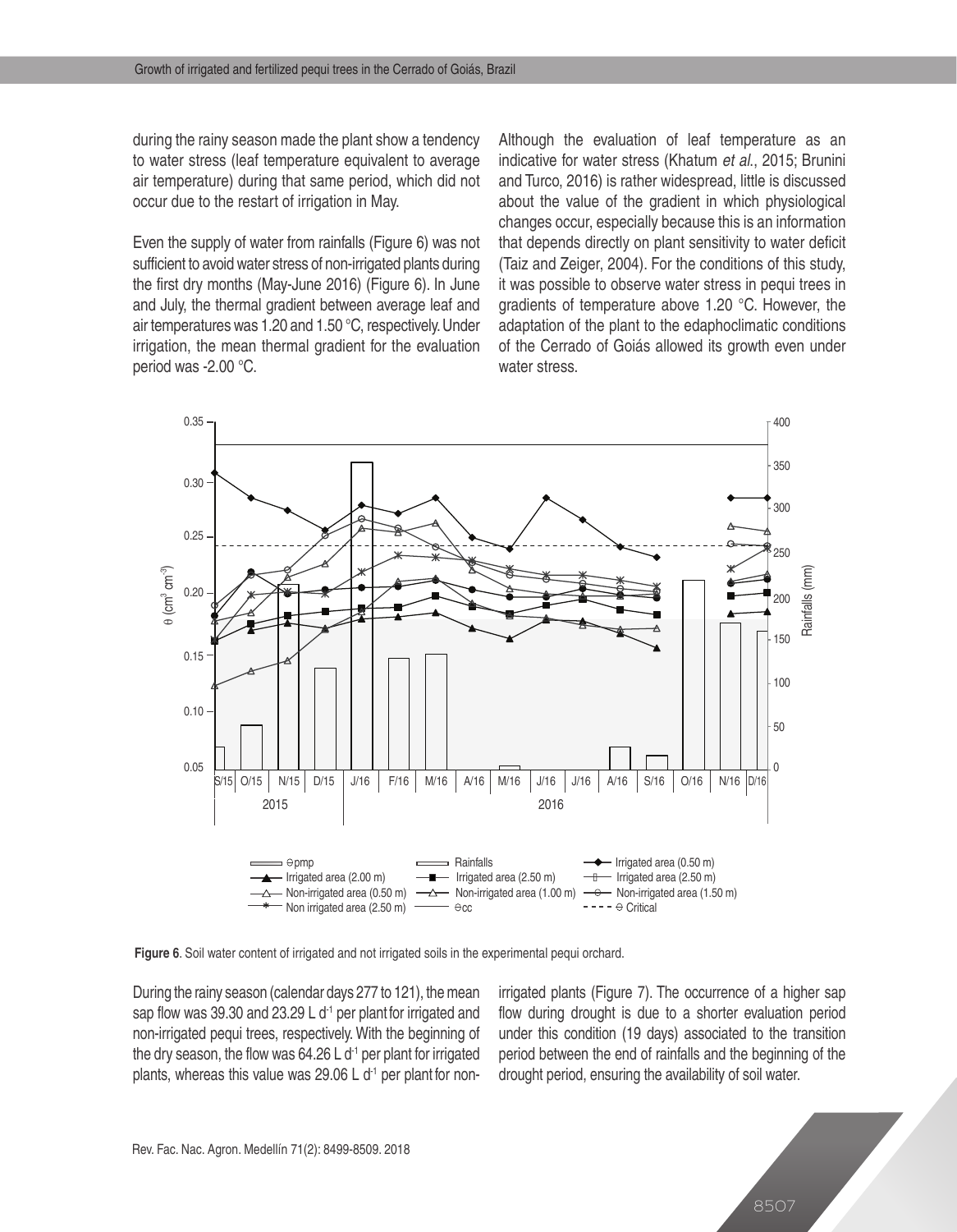during the rainy season made the plant show a tendency to water stress (leaf temperature equivalent to average air temperature) during that same period, which did not occur due to the restart of irrigation in May.

Even the supply of water from rainfalls (Figure 6) was not sufficient to avoid water stress of non-irrigated plants during the first dry months (May-June 2016) (Figure 6). In June and July, the thermal gradient between average leaf and air temperatures was 1.20 and 1.50 °C, respectively. Under irrigation, the mean thermal gradient for the evaluation period was -2.00 °C.

Although the evaluation of leaf temperature as an indicative for water stress (Khatum *et al.*, 2015; Brunini and Turco, 2016) is rather widespread, little is discussed about the value of the gradient in which physiological changes occur, especially because this is an information that depends directly on plant sensitivity to water deficit (Taiz and Zeiger, 2004). For the conditions of this study, it was possible to observe water stress in pequi trees in gradients of temperature above 1.20 °C. However, the adaptation of the plant to the edaphoclimatic conditions of the Cerrado of Goiás allowed its growth even under water stress.

**Figure 6**. Soil water content of irrigated and not irrigated soils in the experimental pequi orchard.

During the rainy season (calendar days 277 to 121), the mean sap flow was 39.30 and 23.29 L $d^{-1}$ per plant for irrigated and non-irrigated pequi trees, respectively. With the beginning of the dry season, the flow was 64.26 L $d^{-1}$ per plant for irrigated plants, whereas this value was 29.06 L $d^{-1}$ per plant for non-irrigated plants (Figure 7). The occurrence of a higher sap flow during drought is due to a shorter evaluation period under this condition (19 days) associated to the transition period between the end of rainfalls and the beginning of the drought period, ensuring the availability of soil water.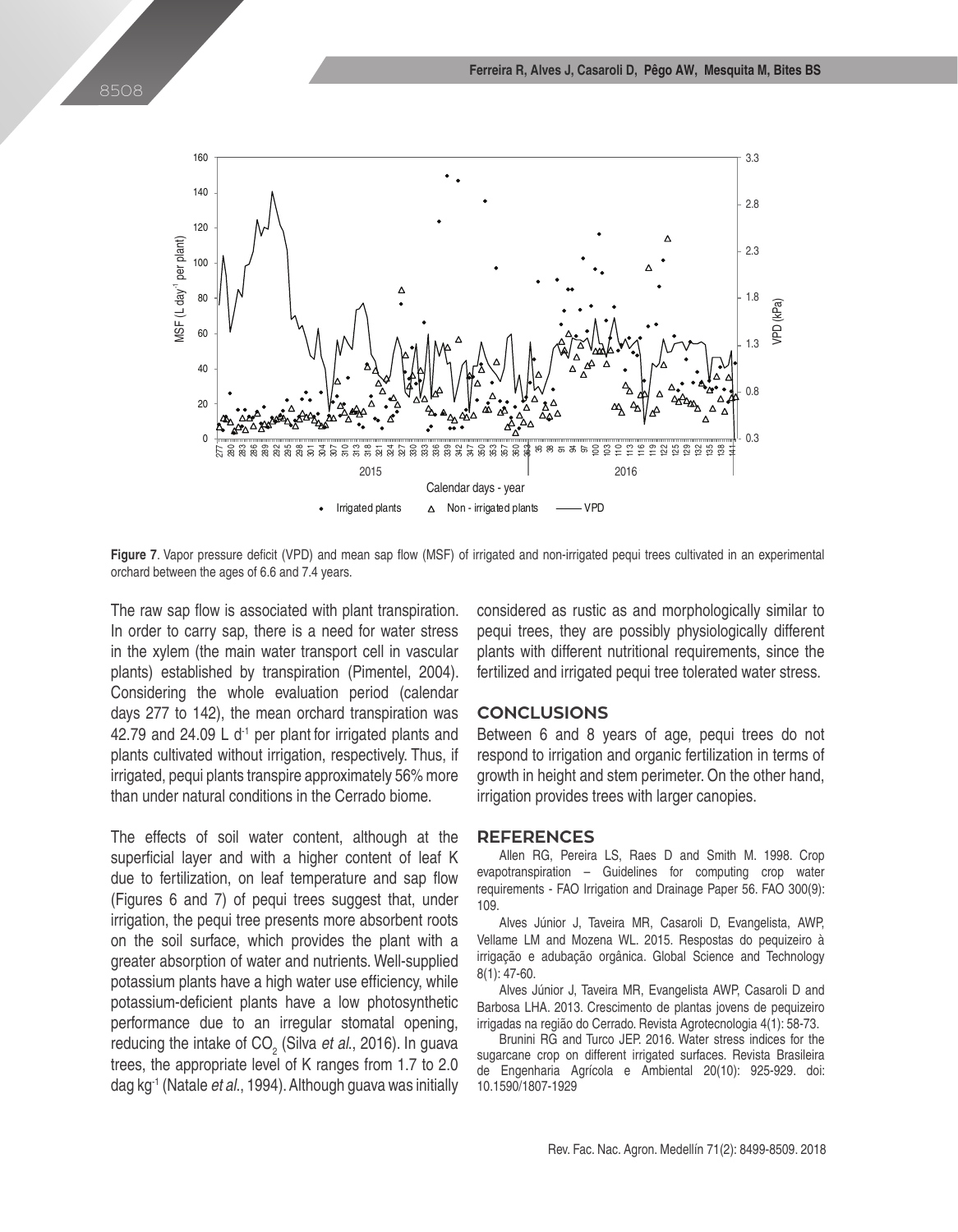**Figure 7**. Vapor pressure deficit (VPD) and mean sap flow (MSF) of irrigated and non-irrigated pequi trees cultivated in an experimental orchard between the ages of 6.6 and 7.4 years.

The raw sap flow is associated with plant transpiration. In order to carry sap, there is a need for water stress in the xylem (the main water transport cell in vascular plants) established by transpiration (Pimentel, 2004). Considering the whole evaluation period (calendar days 277 to 142), the mean orchard transpiration was 42.79 and 24.09 L $d^{-1}$ per plant for irrigated plants and plants cultivated without irrigation, respectively. Thus, if irrigated, pequi plants transpire approximately 56% more than under natural conditions in the Cerrado biome.

The effects of soil water content, although at the superficial layer and with a higher content of leaf K due to fertilization, on leaf temperature and sap flow (Figures 6 and 7) of pequi trees suggest that, under irrigation, the pequi tree presents more absorbent roots on the soil surface, which provides the plant with a greater absorption of water and nutrients. Well-supplied potassium plants have a high water use efficiency, while potassium-deficient plants have a low photosynthetic performance due to an irregular stomatal opening, reducing the intake of $CO_2$ (Silva *et al.*, 2016). In guava trees, the appropriate level of K ranges from 1.7 to 2.0 dag $kg^{-1}$ (Natale *et al.*, 1994). Although guava was initially considered as rustic as and morphologically similar to pequi trees, they are possibly physiologically different plants with different nutritional requirements, since the fertilized and irrigated pequi tree tolerated water stress.

## CONCLUSIONS

Between 6 and 8 years of age, pequi trees do not respond to irrigation and organic fertilization in terms of growth in height and stem perimeter. On the other hand, irrigation provides trees with larger canopies.

## REFERENCES

Allen RG, Pereira LS, Raes D and Smith M. 1998. Crop evapotranspiration – Guidelines for computing crop water requirements - FAO Irrigation and Drainage Paper 56. FAO 300(9): 109.

Alves Júnior J, Taveira MR, Casaroli D, Evangelista, AWP, Vellame LM and Mozena WL. 2015. Respostas do pequizeiro à irrigação e adubação orgânica. Global Science and Technology 8(1): 47-60.

Alves Júnior J, Taveira MR, Evangelista AWP, Casaroli D and Barbosa LHA. 2013. Crescimento de plantas jovens de pequizeiro irrigadas na região do Cerrado. Revista Agrotecnologia 4(1): 58-73.

Brunini RG and Turco JEP. 2016. Water stress indices for the sugarcane crop on different irrigated surfaces. Revista Brasileira de Engenharia Agrícola e Ambiental 20(10): 925-929. doi: 10.1590/1807-1929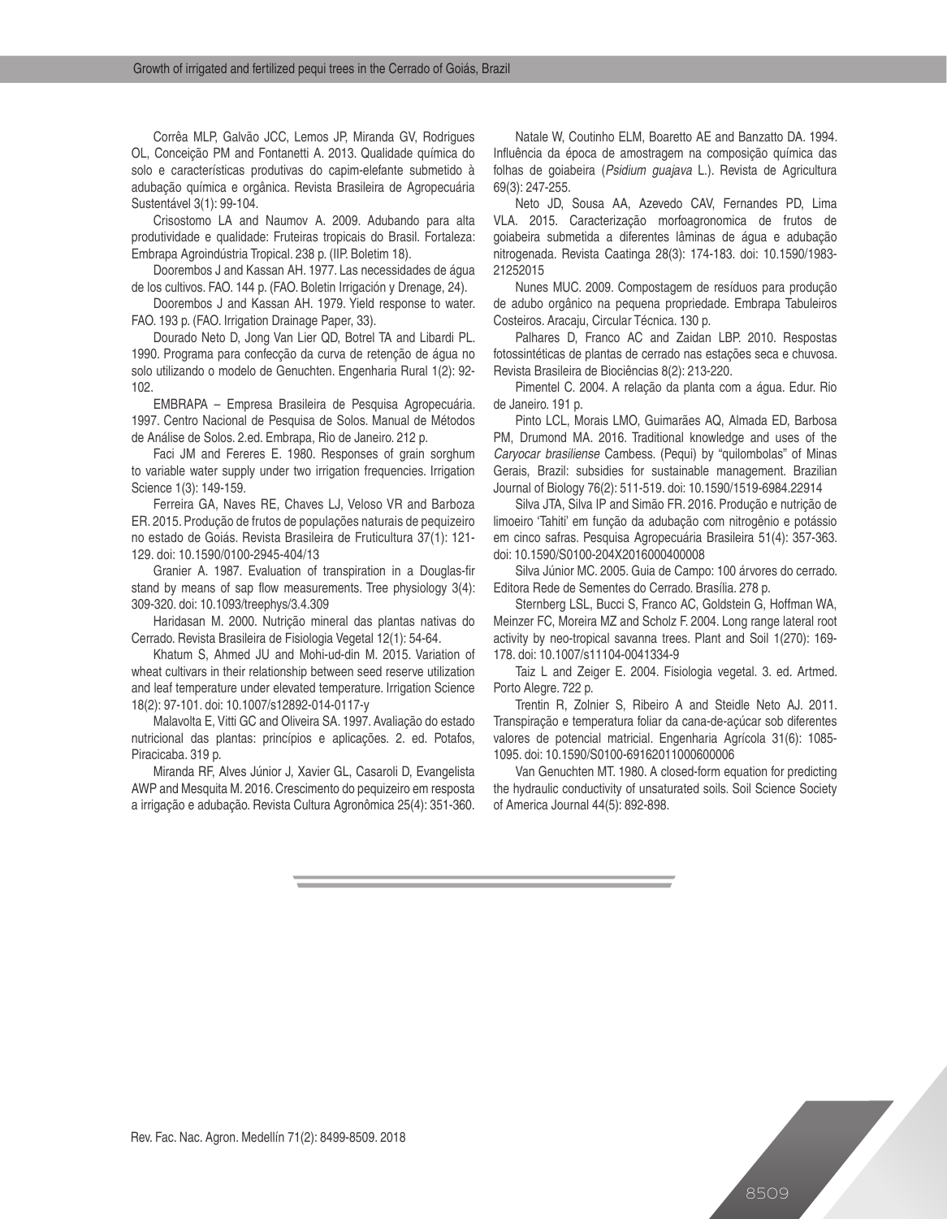Corrêa MLP, Galvão JCC, Lemos JP, Miranda GV, Rodrigues OL, Conceição PM and Fontanetti A. 2013. Qualidade química do solo e características produtivas do capim-elefante submetido à adubação química e orgânica. Revista Brasileira de Agropecuária Sustentável 3(1): 99-104.

Crisostomo LA and Naumov A. 2009. Adubando para alta produtividade e qualidade: Fruteiras tropicais do Brasil. Fortaleza: Embrapa Agroindústria Tropical. 238 p. (IIP. Boletim 18).

Doorembos J and Kassan AH. 1977. Las necessidades de água de los cultivos. FAO. 144 p. (FAO. Boletin Irrigación y Drenage, 24).

Doorembos J and Kassan AH. 1979. Yield response to water. FAO. 193 p. (FAO. Irrigation Drainage Paper, 33).

Dourado Neto D, Jong Van Lier QD, Botrel TA and Libardi PL. 1990. Programa para confecção da curva de retenção de água no solo utilizando o modelo de Genuchten. Engenharia Rural 1(2): 92-102.

EMBRAPA – Empresa Brasileira de Pesquisa Agropecuária. 1997. Centro Nacional de Pesquisa de Solos. Manual de Métodos de Análise de Solos. 2.ed. Embrapa, Rio de Janeiro. 212 p.

Faci JM and Fereres E. 1980. Responses of grain sorghum to variable water supply under two irrigation frequencies. Irrigation Science 1(3): 149-159.

Ferreira GA, Naves RE, Chaves LJ, Veloso VR and Barboza ER. 2015. Produção de frutos de populações naturais de pequizeiro no estado de Goiás. Revista Brasileira de Fruticultura 37(1): 121-129. doi: 10.1590/0100-2945-404/13

Granier A. 1987. Evaluation of transpiration in a Douglas-fir stand by means of sap flow measurements. Tree physiology 3(4): 309-320. doi: 10.1093/treephys/3.4.309

Haridasan M. 2000. Nutrição mineral das plantas nativas do Cerrado. Revista Brasileira de Fisiologia Vegetal 12(1): 54-64.

Khatum S, Ahmed JU and Mohi-ud-din M. 2015. Variation of wheat cultivars in their relationship between seed reserve utilization and leaf temperature under elevated temperature. Irrigation Science 18(2): 97-101. doi: 10.1007/s12892-014-0117-y

Malavolta E, Vitti GC and Oliveira SA. 1997. Avaliação do estado nutricional das plantas: princípios e aplicações. 2. ed. Potafos, Piracicaba. 319 p.

Miranda RF, Alves Júnior J, Xavier GL, Casaroli D, Evangelista AWP and Mesquita M. 2016. Crescimento do pequizeiro em resposta a irrigação e adubação. Revista Cultura Agronômica 25(4): 351-360.

Natale W, Coutinho ELM, Boaretto AE and Banzatto DA. 1994. Influência da época de amostragem na composição química das folhas de goiabeira (*Psidium guajava* L.). Revista de Agricultura 69(3): 247-255.

Neto JD, Sousa AA, Azevedo CAV, Fernandes PD, Lima VLA. 2015. Caracterização morfoagronomica de frutos de goiabeira submetida a diferentes lâminas de água e adubação nitrogenada. Revista Caatinga 28(3): 174-183. doi: 10.1590/1983-21252015

Nunes MUC. 2009. Compostagem de resíduos para produção de adubo orgânico na pequena propriedade. Embrapa Tabuleiros Costeiros. Aracaju, Circular Técnica. 130 p.

Palhares D, Franco AC and Zaidan LBP. 2010. Respostas fotossintéticas de plantas de cerrado nas estações seca e chuvosa. Revista Brasileira de Biociências 8(2): 213-220.

Pimentel C. 2004. A relação da planta com a água. Edur. Rio de Janeiro. 191 p.

Pinto LCL, Morais LMO, Guimarães AQ, Almada ED, Barbosa PM, Drumond MA. 2016. Traditional knowledge and uses of the *Caryocar brasiliense* Cambess. (Pequi) by "quilombolas" of Minas Gerais, Brazil: subsidies for sustainable management. Brazilian Journal of Biology 76(2): 511-519. doi: 10.1590/1519-6984.22914

Silva JTA, Silva IP and Simão FR. 2016. Produção e nutrição de limoeiro 'Tahiti' em função da adubação com nitrogênio e potássio em cinco safras. Pesquisa Agropecuária Brasileira 51(4): 357-363. doi: 10.1590/S0100-204X2016000400008

Silva Júnior MC. 2005. Guia de Campo: 100 árvores do cerrado. Editora Rede de Sementes do Cerrado. Brasília. 278 p.

Sternberg LSL, Bucci S, Franco AC, Goldstein G, Hoffman WA, Meinzer FC, Moreira MZ and Scholz F. 2004. Long range lateral root activity by neo-tropical savanna trees. Plant and Soil 1(270): 169-178. doi: 10.1007/s11104-0041334-9

Taiz L and Zeiger E. 2004. Fisiologia vegetal. 3. ed. Artmed. Porto Alegre. 722 p.

Trentin R, Zolnier S, Ribeiro A and Steidle Neto AJ. 2011. Transpiração e temperatura foliar da cana-de-açúcar sob diferentes valores de potencial matricial. Engenharia Agrícola 31(6): 1085-1095. doi: 10.1590/S0100-69162011000600006

Van Genuchten MT. 1980. A closed-form equation for predicting the hydraulic conductivity of unsaturated soils. Soil Science Society of America Journal 44(5): 892-898.